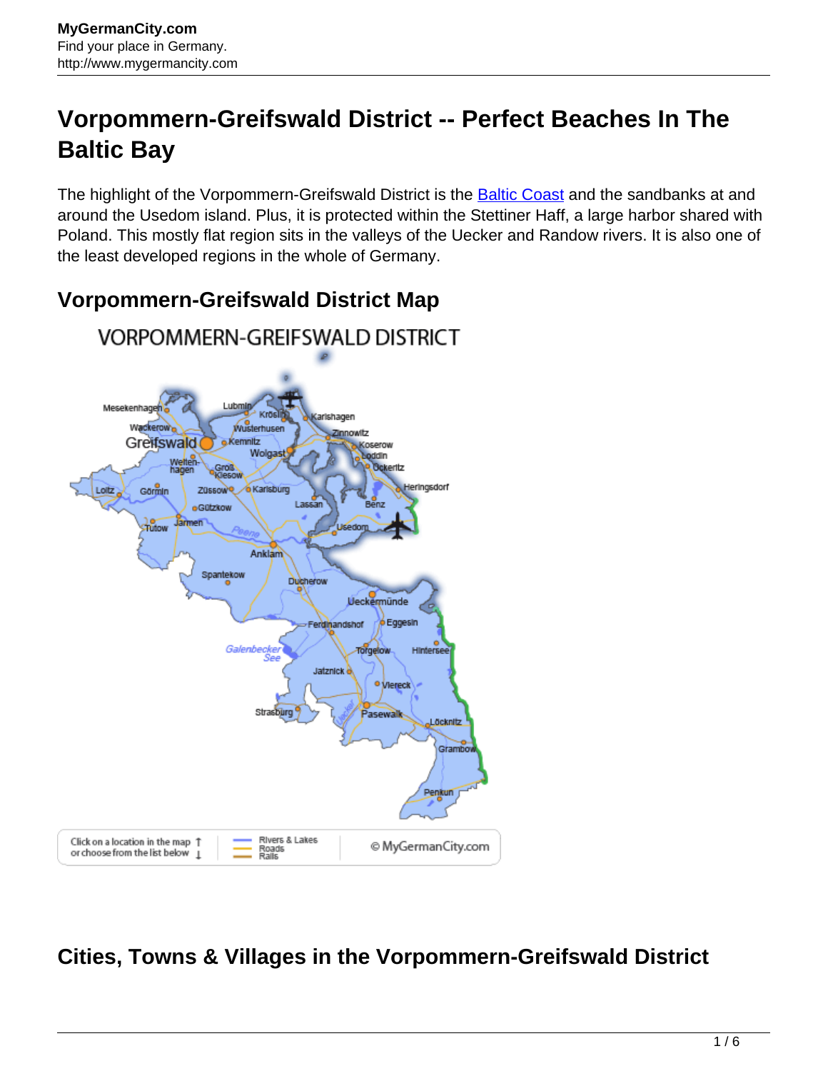# Vorpommern-Greifswald District -- Perfect Beaches In The Baltic Bay

The highlight of the Vorpommern-Greifswald District is the [Baltic Coast](#) and the sandbanks at and around the Usedom island. Plus, it is protected within the Stettiner Haff, a large harbor shared with Poland. This mostly flat region sits in the valleys of the Uecker and Randow rivers. It is also one of the least developed regions in the whole of Germany.

## Vorpommern-Greifswald District Map

## Cities, Towns & Villages in the Vorpommern-Greifswald District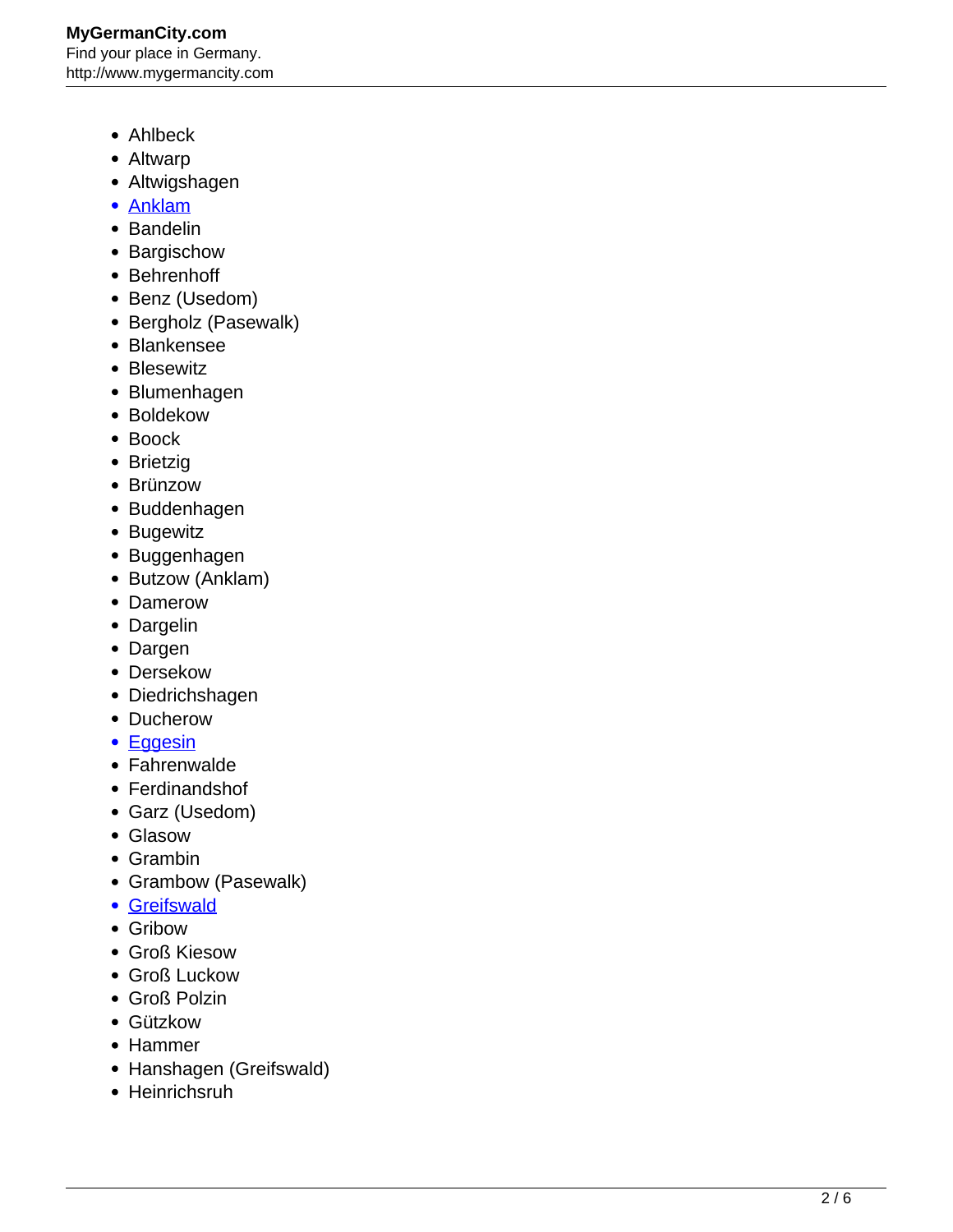- Ahlbeck
- Altwarp
- Altwigshagen
- [Anklam](http://www.mygermancity.com/anklam)
- Bandelin
- Bargischow
- Behrenhoff
- Benz (Usedom)
- Bergholz (Pasewalk)
- Blankensee
- Blesewitz
- Blumenhagen
- Boldekow
- Boock
- Brietzig
- Brünzow
- Buddenhagen
- Bugewitz
- Buggenhagen
- Butzow (Anklam)
- Damerow
- Dargelin
- Dargen
- Dersekow
- Diedrichshagen
- Ducherow
- [Eggesin](http://www.mygermancity.com/eggesin)
- Fahrenwalde
- Ferdinandshof
- Garz (Usedom)
- Glasow
- Grambin
- Grambow (Pasewalk)
- [Greifswald](http://www.mygermancity.com/greifswald)
- Gribow
- Groß Kiesow
- Groß Luckow
- Groß Polzin
- Gützkow
- Hammer
- Hanshagen (Greifswald)
- Heinrichsruh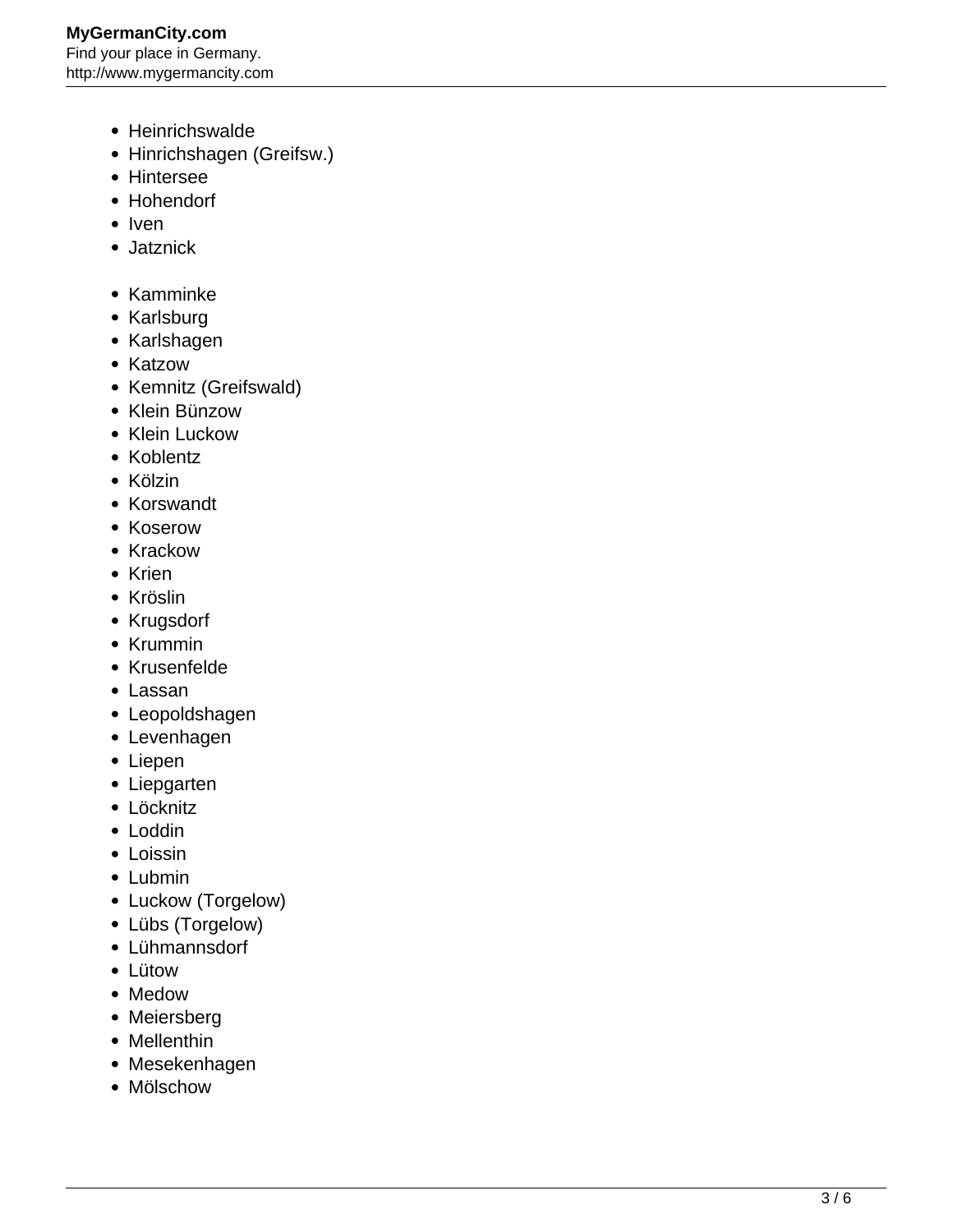- Heinrichswalde
- Hinrichshagen (Greifsw.)
- Hintersee
- Hohendorf
- Iven
- Jatznick

- Kamminke
- Karlsburg
- Karlshagen
- Katzow
- Kemnitz (Greifswald)
- Klein Bünzow
- Klein Luckow
- Koblentz
- Kölzin
- Korswandt
- Koserow
- Krackow
- Krien
- Kröslin
- Krugsdorf
- Krummin
- Krusenfelde
- Lassan
- Leopoldshagen
- Levenhagen
- Liepen
- Liepgarten
- Löcknitz
- Loddin
- Loissin
- Lubmin
- Luckow (Torgelow)
- Lübs (Torgelow)
- Lühmannsdorf
- Lütow
- Medow
- Meiersberg
- Mellenthin
- Mesekenhagen
- Mölschow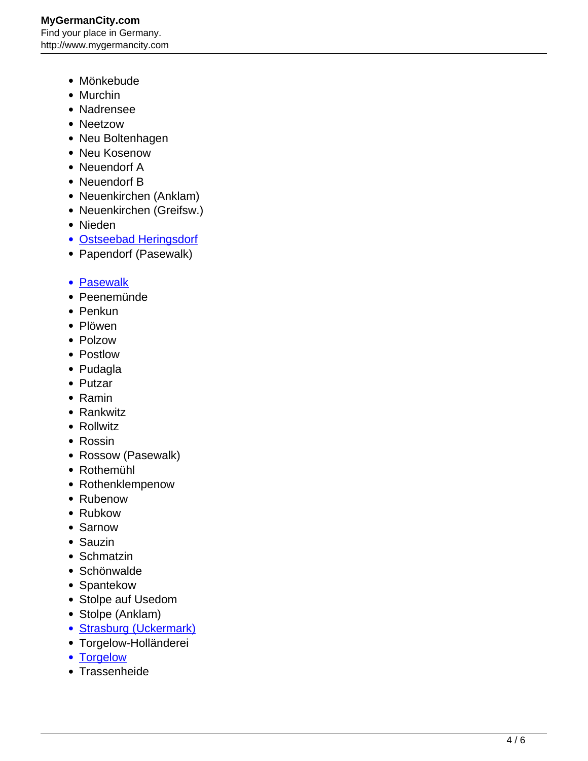- Mönkebude
- Murchin
- Nadrensee
- Neetzow
- Neu Boltenhagen
- Neu Kosenow
- Neuendorf A
- Neuendorf B
- Neuenkirchen (Anklam)
- Neuenkirchen (Greifsw.)
- Nieden
- Ostseebad Heringsdorf
- Papendorf (Pasewalk)

- Pasewalk
- Peenemünde
- Penkun
- Plöwen
- Polzow
- Postlow
- Pudagla
- Putzar
- Ramin
- Rankwitz
- Rollwitz
- Rossin
- Rossow (Pasewalk)
- Rothemühl
- Rothenklempenow
- Rubenow
- Rubkow
- Sarnow
- Sauzin
- Schmatzin
- Schönwalde
- Spantekow
- Stolpe auf Usedom
- Stolpe (Anklam)
- Strasburg (Uckermark)
- Torgelow-Holländerei
- Torgelow
- Trassenheide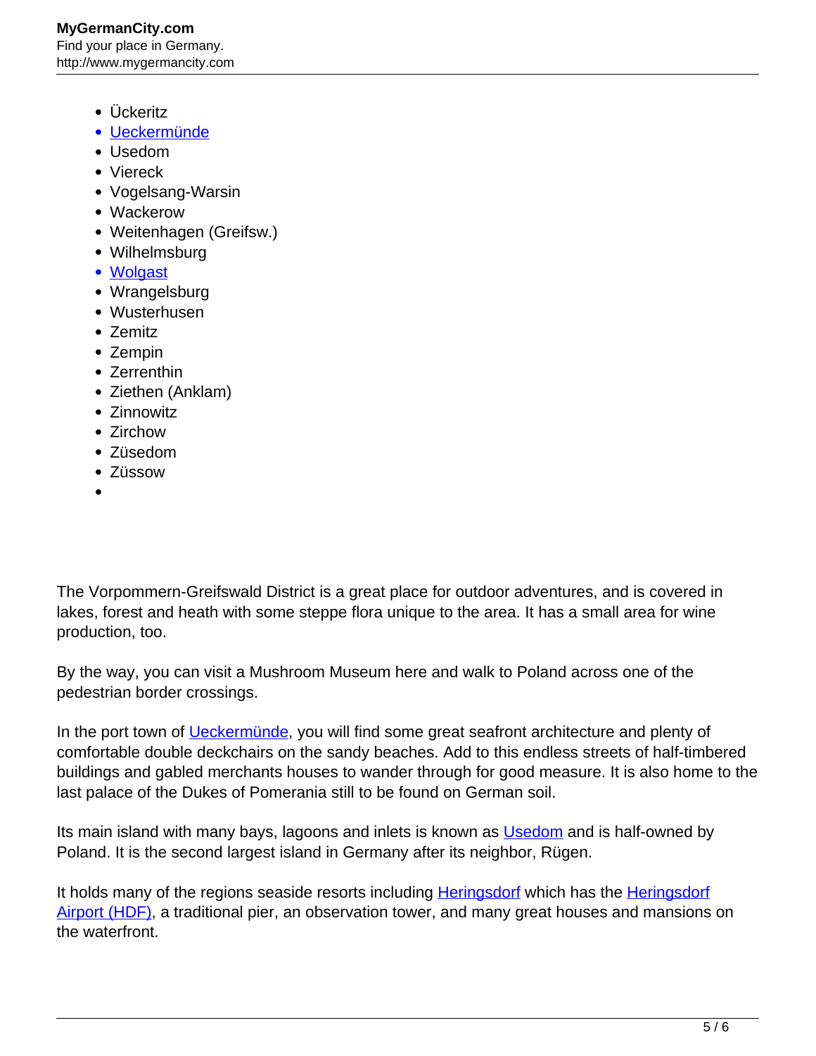- Ückeritz
- Ueckermünde
- Usedom
- Viereck
- Vogelsang-Warsin
- Wackerow
- Weitenhagen (Greifsw.)
- Wilhelmsburg
- Wolgast
- Wrangelsburg
- Wusterhusen
- Zemitz
- Zempin
- Zerrenthin
- Ziethen (Anklam)
- Zinnowitz
- Zirchow
- Züsedom
- Züssow

The Vorpommern-Greifswald District is a great place for outdoor adventures, and is covered in lakes, forest and heath with some steppe flora unique to the area. It has a small area for wine production, too.

By the way, you can visit a Mushroom Museum here and walk to Poland across one of the pedestrian border crossings.

In the port town of Ueckermünde, you will find some great seafront architecture and plenty of comfortable double deckchairs on the sandy beaches. Add to this endless streets of half-timbered buildings and gabled merchants houses to wander through for good measure. It is also home to the last palace of the Dukes of Pomerania still to be found on German soil.

Its main island with many bays, lagoons and inlets is known as Usedom and is half-owned by Poland. It is the second largest island in Germany after its neighbor, Rügen.

It holds many of the regions seaside resorts including Heringsdorf which has the Heringsdorf Airport (HDF), a traditional pier, an observation tower, and many great houses and mansions on the waterfront.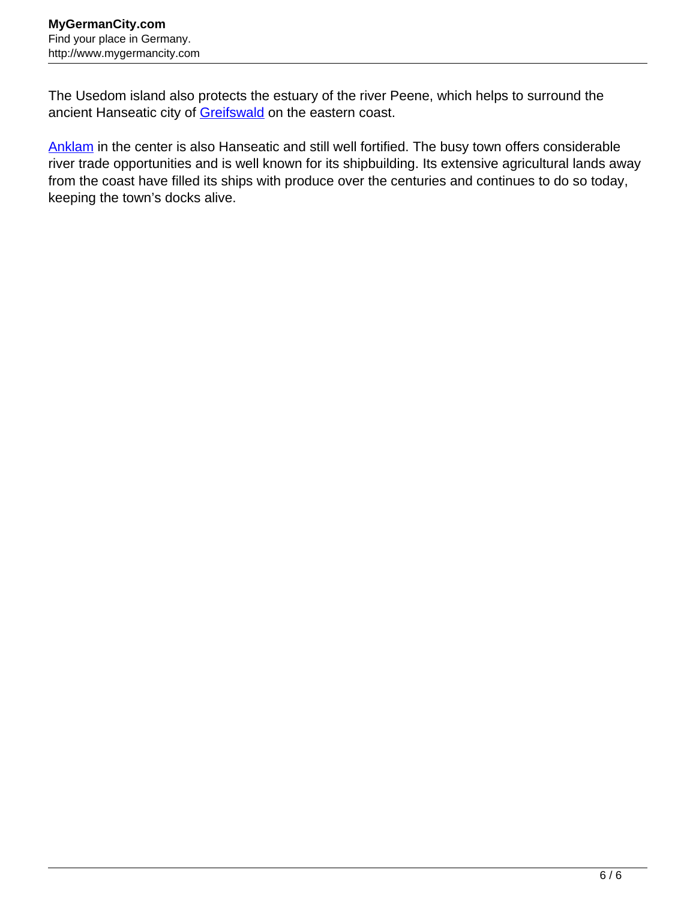The Usedom island also protects the estuary of the river Peene, which helps to surround the ancient Hanseatic city of Greifswald on the eastern coast.

Anklam in the center is also Hanseatic and still well fortified. The busy town offers considerable river trade opportunities and is well known for its shipbuilding. Its extensive agricultural lands away from the coast have filled its ships with produce over the centuries and continues to do so today, keeping the town's docks alive.